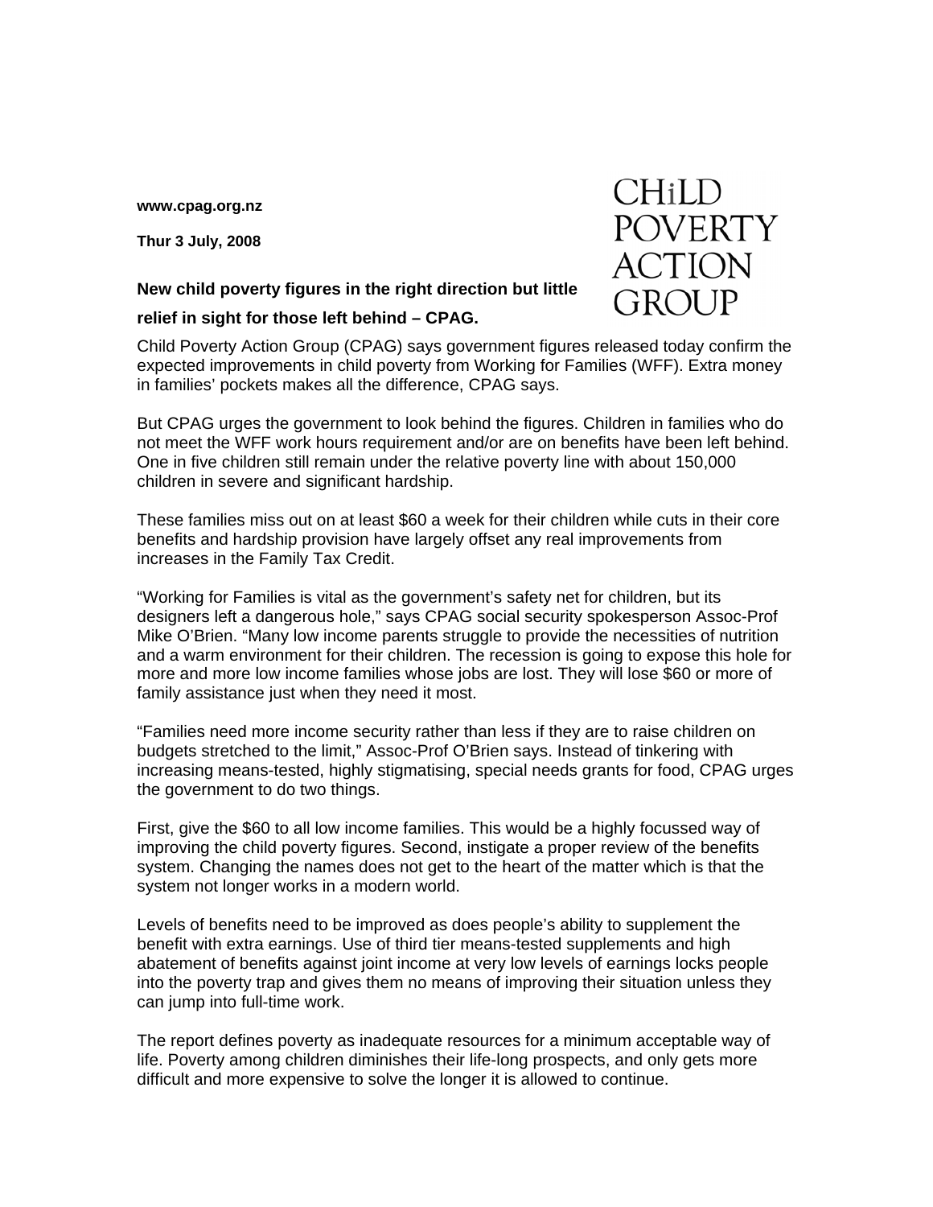www.cpag.org.nz

Thur 3 July, 2008

CHiLD POVERTY ACTION GROUP

**New child poverty figures in the right direction but little relief in sight for those left behind – CPAG.**

Child Poverty Action Group (CPAG) says government figures released today confirm the expected improvements in child poverty from Working for Families (WFF). Extra money in families' pockets makes all the difference, CPAG says.

But CPAG urges the government to look behind the figures. Children in families who do not meet the WFF work hours requirement and/or are on benefits have been left behind. One in five children still remain under the relative poverty line with about 150,000 children in severe and significant hardship.

These families miss out on at least $60 a week for their children while cuts in their core benefits and hardship provision have largely offset any real improvements from increases in the Family Tax Credit.

"Working for Families is vital as the government's safety net for children, but its designers left a dangerous hole," says CPAG social security spokesperson Assoc-Prof Mike O'Brien. "Many low income parents struggle to provide the necessities of nutrition and a warm environment for their children. The recession is going to expose this hole for more and more low income families whose jobs are lost. They will lose $60 or more of family assistance just when they need it most.

"Families need more income security rather than less if they are to raise children on budgets stretched to the limit," Assoc-Prof O'Brien says. Instead of tinkering with increasing means-tested, highly stigmatising, special needs grants for food, CPAG urges the government to do two things.

First, give the $60 to all low income families. This would be a highly focussed way of improving the child poverty figures. Second, instigate a proper review of the benefits system. Changing the names does not get to the heart of the matter which is that the system not longer works in a modern world.

Levels of benefits need to be improved as does people's ability to supplement the benefit with extra earnings. Use of third tier means-tested supplements and high abatement of benefits against joint income at very low levels of earnings locks people into the poverty trap and gives them no means of improving their situation unless they can jump into full-time work.

The report defines poverty as inadequate resources for a minimum acceptable way of life. Poverty among children diminishes their life-long prospects, and only gets more difficult and more expensive to solve the longer it is allowed to continue.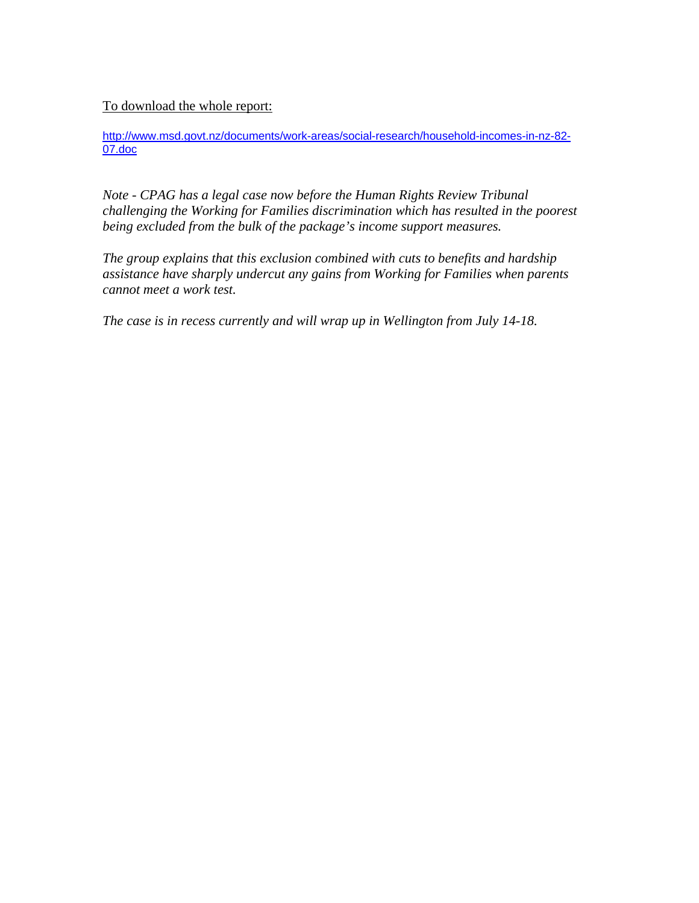To download the whole report:

http://www.msd.govt.nz/documents/work-areas/social-research/household-incomes-in-nz-82-07.doc

*Note - CPAG has a legal case now before the Human Rights Review Tribunal challenging the Working for Families discrimination which has resulted in the poorest being excluded from the bulk of the package's income support measures.*

*The group explains that this exclusion combined with cuts to benefits and hardship assistance have sharply undercut any gains from Working for Families when parents cannot meet a work test.*

*The case is in recess currently and will wrap up in Wellington from July 14-18.*